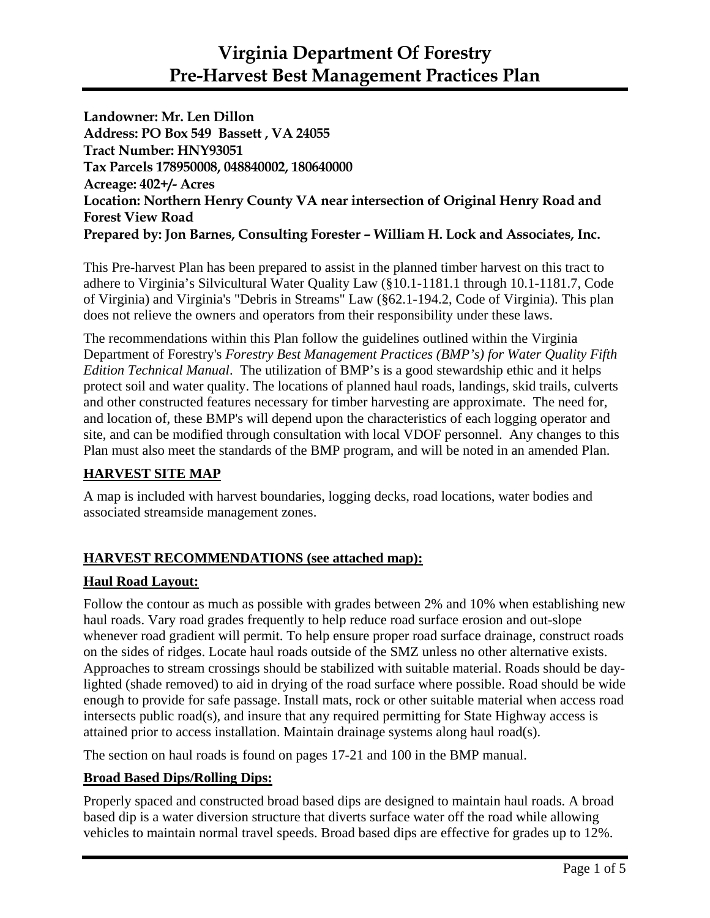# Virginia Department Of Forestry
# Pre-Harvest Best Management Practices Plan

**Landowner: Mr. Len Dillon**
**Address: PO Box 549 Bassett , VA 24055**
**Tract Number: HNY93051**
**Tax Parcels 178950008, 048840002, 180640000**
**Acreage: 402+/- Acres**
**Location: Northern Henry County VA near intersection of Original Henry Road and Forest View Road**
**Prepared by: Jon Barnes, Consulting Forester – William H. Lock and Associates, Inc.**

This Pre-harvest Plan has been prepared to assist in the planned timber harvest on this tract to adhere to Virginia's Silvicultural Water Quality Law (§10.1-1181.1 through 10.1-1181.7, Code of Virginia) and Virginia's "Debris in Streams" Law (§62.1-194.2, Code of Virginia). This plan does not relieve the owners and operators from their responsibility under these laws.

The recommendations within this Plan follow the guidelines outlined within the Virginia Department of Forestry's *Forestry Best Management Practices (BMP's) for Water Quality Fifth Edition Technical Manual*. The utilization of BMP's is a good stewardship ethic and it helps protect soil and water quality. The locations of planned haul roads, landings, skid trails, culverts and other constructed features necessary for timber harvesting are approximate. The need for, and location of, these BMP's will depend upon the characteristics of each logging operator and site, and can be modified through consultation with local VDOF personnel. Any changes to this Plan must also meet the standards of the BMP program, and will be noted in an amended Plan.

## HARVEST SITE MAP

A map is included with harvest boundaries, logging decks, road locations, water bodies and associated streamside management zones.

## HARVEST RECOMMENDATIONS (see attached map):

### Haul Road Layout:

Follow the contour as much as possible with grades between 2% and 10% when establishing new haul roads. Vary road grades frequently to help reduce road surface erosion and out-slope whenever road gradient will permit. To help ensure proper road surface drainage, construct roads on the sides of ridges. Locate haul roads outside of the SMZ unless no other alternative exists. Approaches to stream crossings should be stabilized with suitable material. Roads should be day-lighted (shade removed) to aid in drying of the road surface where possible. Road should be wide enough to provide for safe passage. Install mats, rock or other suitable material when access road intersects public road(s), and insure that any required permitting for State Highway access is attained prior to access installation. Maintain drainage systems along haul road(s).

The section on haul roads is found on pages 17-21 and 100 in the BMP manual.

### Broad Based Dips/Rolling Dips:

Properly spaced and constructed broad based dips are designed to maintain haul roads. A broad based dip is a water diversion structure that diverts surface water off the road while allowing vehicles to maintain normal travel speeds. Broad based dips are effective for grades up to 12%.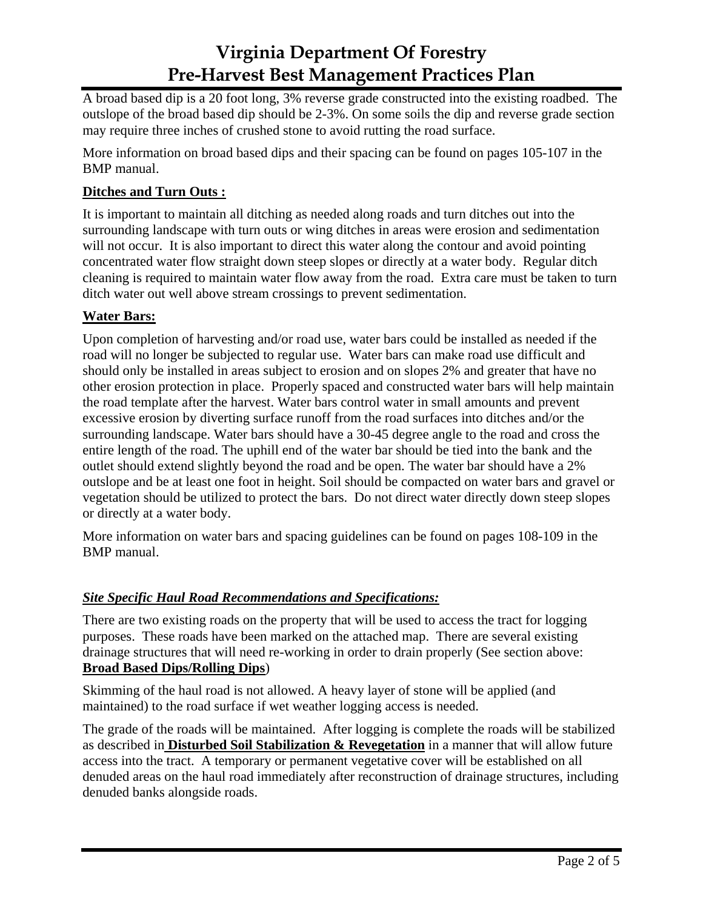A broad based dip is a 20 foot long, 3% reverse grade constructed into the existing roadbed. The outslope of the broad based dip should be 2-3%. On some soils the dip and reverse grade section may require three inches of crushed stone to avoid rutting the road surface.

More information on broad based dips and their spacing can be found on pages 105-107 in the BMP manual.

**Ditches and Turn Outs :**

It is important to maintain all ditching as needed along roads and turn ditches out into the surrounding landscape with turn outs or wing ditches in areas were erosion and sedimentation will not occur. It is also important to direct this water along the contour and avoid pointing concentrated water flow straight down steep slopes or directly at a water body. Regular ditch cleaning is required to maintain water flow away from the road. Extra care must be taken to turn ditch water out well above stream crossings to prevent sedimentation.

**Water Bars:**

Upon completion of harvesting and/or road use, water bars could be installed as needed if the road will no longer be subjected to regular use. Water bars can make road use difficult and should only be installed in areas subject to erosion and on slopes 2% and greater that have no other erosion protection in place. Properly spaced and constructed water bars will help maintain the road template after the harvest. Water bars control water in small amounts and prevent excessive erosion by diverting surface runoff from the road surfaces into ditches and/or the surrounding landscape. Water bars should have a 30-45 degree angle to the road and cross the entire length of the road. The uphill end of the water bar should be tied into the bank and the outlet should extend slightly beyond the road and be open. The water bar should have a 2% outslope and be at least one foot in height. Soil should be compacted on water bars and gravel or vegetation should be utilized to protect the bars. Do not direct water directly down steep slopes or directly at a water body.

More information on water bars and spacing guidelines can be found on pages 108-109 in the BMP manual.

***Site Specific Haul Road Recommendations and Specifications:***

There are two existing roads on the property that will be used to access the tract for logging purposes. These roads have been marked on the attached map. There are several existing drainage structures that will need re-working in order to drain properly (See section above: **Broad Based Dips/Rolling Dips**)

Skimming of the haul road is not allowed. A heavy layer of stone will be applied (and maintained) to the road surface if wet weather logging access is needed.

The grade of the roads will be maintained. After logging is complete the roads will be stabilized as described in **Disturbed Soil Stabilization & Revegetation** in a manner that will allow future access into the tract. A temporary or permanent vegetative cover will be established on all denuded areas on the haul road immediately after reconstruction of drainage structures, including denuded banks alongside roads.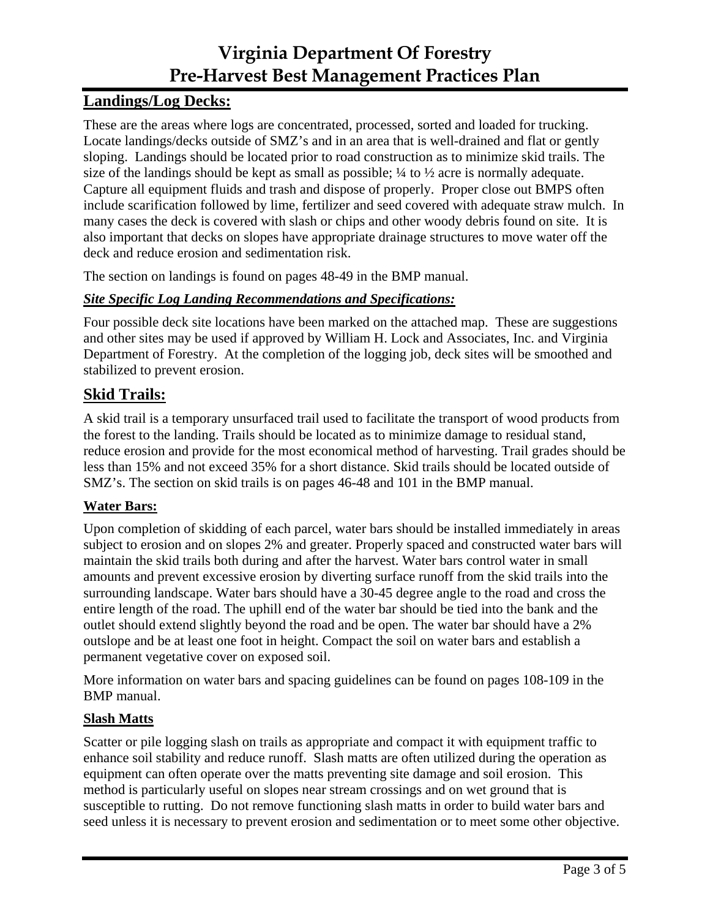# Virginia Department Of Forestry
# Pre-Harvest Best Management Practices Plan

## Landings/Log Decks:

These are the areas where logs are concentrated, processed, sorted and loaded for trucking. Locate landings/decks outside of SMZ's and in an area that is well-drained and flat or gently sloping. Landings should be located prior to road construction as to minimize skid trails. The size of the landings should be kept as small as possible; ¼ to ½ acre is normally adequate. Capture all equipment fluids and trash and dispose of properly. Proper close out BMPS often include scarification followed by lime, fertilizer and seed covered with adequate straw mulch. In many cases the deck is covered with slash or chips and other woody debris found on site. It is also important that decks on slopes have appropriate drainage structures to move water off the deck and reduce erosion and sedimentation risk.

The section on landings is found on pages 48-49 in the BMP manual.

### ***Site Specific Log Landing Recommendations and Specifications:***

Four possible deck site locations have been marked on the attached map. These are suggestions and other sites may be used if approved by William H. Lock and Associates, Inc. and Virginia Department of Forestry. At the completion of the logging job, deck sites will be smoothed and stabilized to prevent erosion.

## Skid Trails:

A skid trail is a temporary unsurfaced trail used to facilitate the transport of wood products from the forest to the landing. Trails should be located as to minimize damage to residual stand, reduce erosion and provide for the most economical method of harvesting. Trail grades should be less than 15% and not exceed 35% for a short distance. Skid trails should be located outside of SMZ's. The section on skid trails is on pages 46-48 and 101 in the BMP manual.

### Water Bars:

Upon completion of skidding of each parcel, water bars should be installed immediately in areas subject to erosion and on slopes 2% and greater. Properly spaced and constructed water bars will maintain the skid trails both during and after the harvest. Water bars control water in small amounts and prevent excessive erosion by diverting surface runoff from the skid trails into the surrounding landscape. Water bars should have a 30-45 degree angle to the road and cross the entire length of the road. The uphill end of the water bar should be tied into the bank and the outlet should extend slightly beyond the road and be open. The water bar should have a 2% outslope and be at least one foot in height. Compact the soil on water bars and establish a permanent vegetative cover on exposed soil.

More information on water bars and spacing guidelines can be found on pages 108-109 in the BMP manual.

### Slash Matts

Scatter or pile logging slash on trails as appropriate and compact it with equipment traffic to enhance soil stability and reduce runoff. Slash matts are often utilized during the operation as equipment can often operate over the matts preventing site damage and soil erosion. This method is particularly useful on slopes near stream crossings and on wet ground that is susceptible to rutting. Do not remove functioning slash matts in order to build water bars and seed unless it is necessary to prevent erosion and sedimentation or to meet some other objective.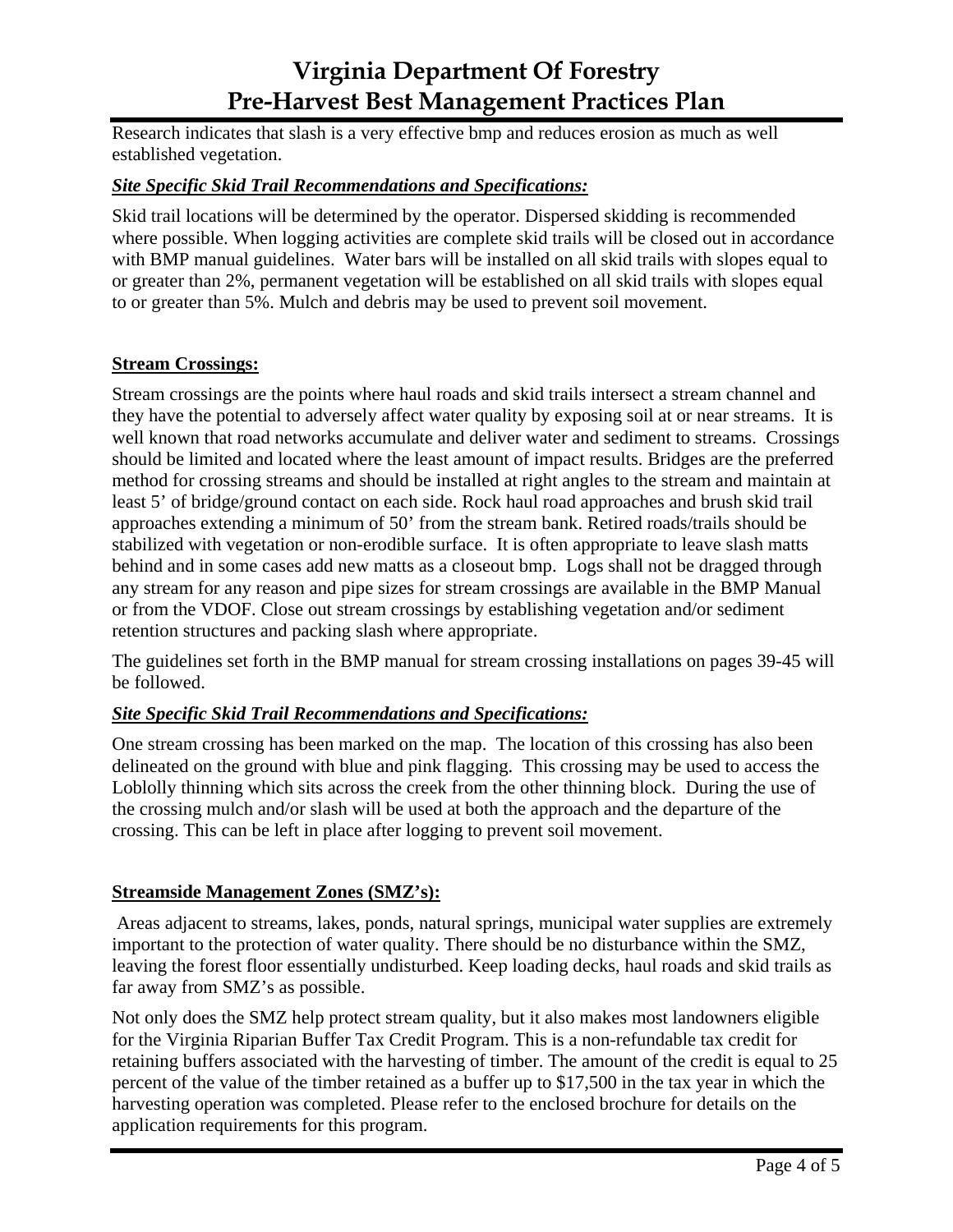Research indicates that slash is a very effective bmp and reduces erosion as much as well established vegetation.

***Site Specific Skid Trail Recommendations and Specifications:***

Skid trail locations will be determined by the operator. Dispersed skidding is recommended where possible. When logging activities are complete skid trails will be closed out in accordance with BMP manual guidelines. Water bars will be installed on all skid trails with slopes equal to or greater than 2%, permanent vegetation will be established on all skid trails with slopes equal to or greater than 5%. Mulch and debris may be used to prevent soil movement.

**Stream Crossings:**

Stream crossings are the points where haul roads and skid trails intersect a stream channel and they have the potential to adversely affect water quality by exposing soil at or near streams. It is well known that road networks accumulate and deliver water and sediment to streams. Crossings should be limited and located where the least amount of impact results. Bridges are the preferred method for crossing streams and should be installed at right angles to the stream and maintain at least 5' of bridge/ground contact on each side. Rock haul road approaches and brush skid trail approaches extending a minimum of 50' from the stream bank. Retired roads/trails should be stabilized with vegetation or non-erodible surface. It is often appropriate to leave slash matts behind and in some cases add new matts as a closeout bmp. Logs shall not be dragged through any stream for any reason and pipe sizes for stream crossings are available in the BMP Manual or from the VDOF. Close out stream crossings by establishing vegetation and/or sediment retention structures and packing slash where appropriate.

The guidelines set forth in the BMP manual for stream crossing installations on pages 39-45 will be followed.

***Site Specific Skid Trail Recommendations and Specifications:***

One stream crossing has been marked on the map. The location of this crossing has also been delineated on the ground with blue and pink flagging. This crossing may be used to access the Loblolly thinning which sits across the creek from the other thinning block. During the use of the crossing mulch and/or slash will be used at both the approach and the departure of the crossing. This can be left in place after logging to prevent soil movement.

**Streamside Management Zones (SMZ's):**

Areas adjacent to streams, lakes, ponds, natural springs, municipal water supplies are extremely important to the protection of water quality. There should be no disturbance within the SMZ, leaving the forest floor essentially undisturbed. Keep loading decks, haul roads and skid trails as far away from SMZ's as possible.

Not only does the SMZ help protect stream quality, but it also makes most landowners eligible for the Virginia Riparian Buffer Tax Credit Program. This is a non-refundable tax credit for retaining buffers associated with the harvesting of timber. The amount of the credit is equal to 25 percent of the value of the timber retained as a buffer up to $17,500 in the tax year in which the harvesting operation was completed. Please refer to the enclosed brochure for details on the application requirements for this program.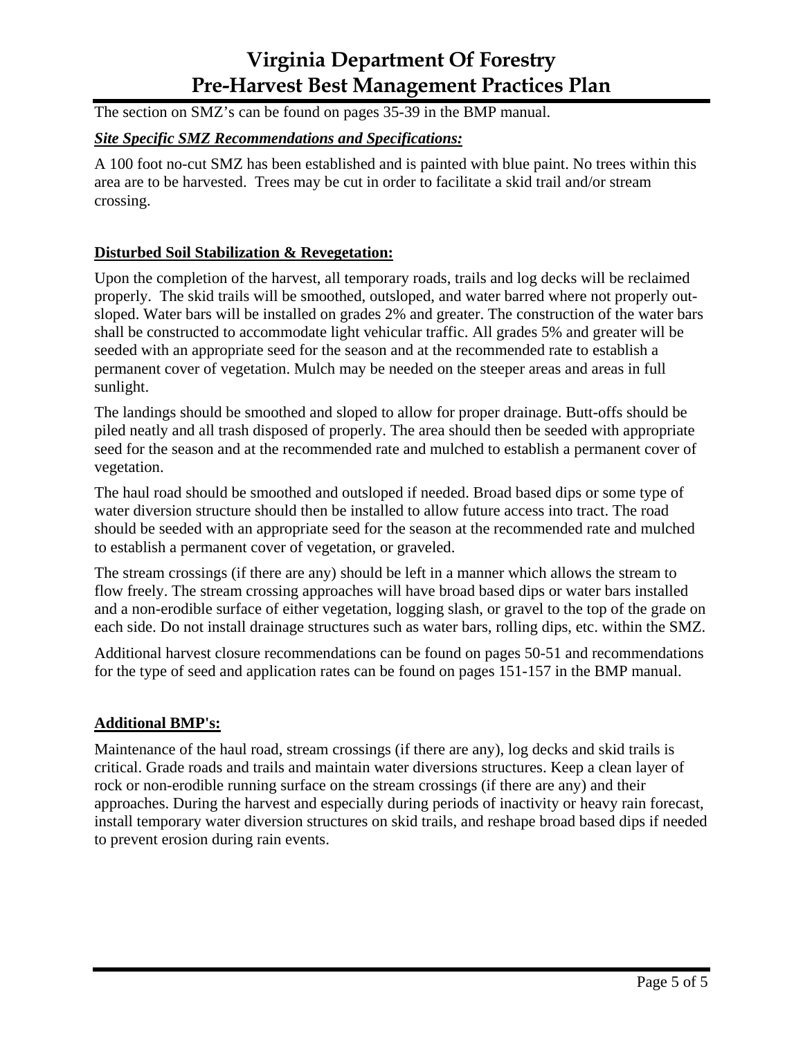The section on SMZ's can be found on pages 35-39 in the BMP manual.

***Site Specific SMZ Recommendations and Specifications:***

A 100 foot no-cut SMZ has been established and is painted with blue paint. No trees within this area are to be harvested. Trees may be cut in order to facilitate a skid trail and/or stream crossing.

**Disturbed Soil Stabilization & Revegetation:**

Upon the completion of the harvest, all temporary roads, trails and log decks will be reclaimed properly. The skid trails will be smoothed, outsloped, and water barred where not properly outsloped. Water bars will be installed on grades 2% and greater. The construction of the water bars shall be constructed to accommodate light vehicular traffic. All grades 5% and greater will be seeded with an appropriate seed for the season and at the recommended rate to establish a permanent cover of vegetation. Mulch may be needed on the steeper areas and areas in full sunlight.

The landings should be smoothed and sloped to allow for proper drainage. Butt-offs should be piled neatly and all trash disposed of properly. The area should then be seeded with appropriate seed for the season and at the recommended rate and mulched to establish a permanent cover of vegetation.

The haul road should be smoothed and outsloped if needed. Broad based dips or some type of water diversion structure should then be installed to allow future access into tract. The road should be seeded with an appropriate seed for the season at the recommended rate and mulched to establish a permanent cover of vegetation, or graveled.

The stream crossings (if there are any) should be left in a manner which allows the stream to flow freely. The stream crossing approaches will have broad based dips or water bars installed and a non-erodible surface of either vegetation, logging slash, or gravel to the top of the grade on each side. Do not install drainage structures such as water bars, rolling dips, etc. within the SMZ.

Additional harvest closure recommendations can be found on pages 50-51 and recommendations for the type of seed and application rates can be found on pages 151-157 in the BMP manual.

**Additional BMP's:**

Maintenance of the haul road, stream crossings (if there are any), log decks and skid trails is critical. Grade roads and trails and maintain water diversions structures. Keep a clean layer of rock or non-erodible running surface on the stream crossings (if there are any) and their approaches. During the harvest and especially during periods of inactivity or heavy rain forecast, install temporary water diversion structures on skid trails, and reshape broad based dips if needed to prevent erosion during rain events.